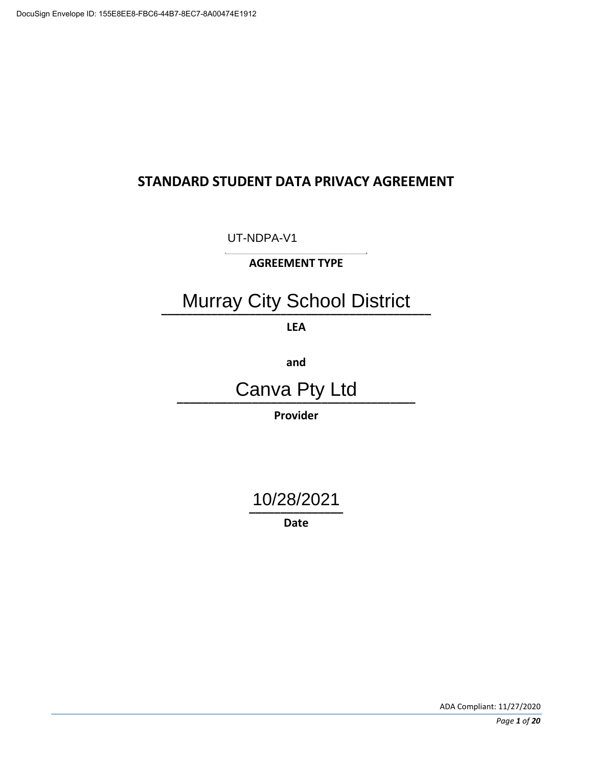DocuSign Envelope ID: 155E8EE8-FBC6-44B7-8EC7-8A00474E1912

# STANDARD STUDENT DATA PRIVACY AGREEMENT

UT-NDPA-V1

**AGREEMENT TYPE**

Murray City School District

**LEA**

**and**

Canva Pty Ltd

**Provider**

10/28/2021

**Date**

ADA Compliant: 11/27/2020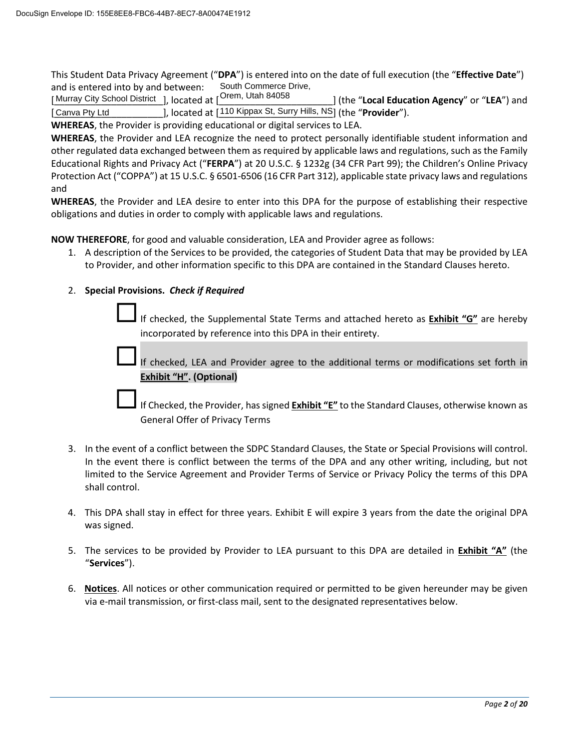This Student Data Privacy Agreement ("**DPA**") is entered into on the date of full execution (the "**Effective Date**") and is entered into by and between:

[Murray City School District], located at [South Commerce Drive, Orem, Utah 84058] (the "**Local Education Agency**" or "**LEA**") and [Canva Pty Ltd], located at [110 Kippax St, Surry Hills, NS] (the "**Provider**").

**WHEREAS**, the Provider is providing educational or digital services to LEA.

**WHEREAS**, the Provider and LEA recognize the need to protect personally identifiable student information and other regulated data exchanged between them as required by applicable laws and regulations, such as the Family Educational Rights and Privacy Act ("**FERPA**") at 20 U.S.C. § 1232g (34 CFR Part 99); the Children's Online Privacy Protection Act ("COPPA") at 15 U.S.C. § 6501-6506 (16 CFR Part 312), applicable state privacy laws and regulations and

**WHEREAS**, the Provider and LEA desire to enter into this DPA for the purpose of establishing their respective obligations and duties in order to comply with applicable laws and regulations.

**NOW THEREFORE**, for good and valuable consideration, LEA and Provider agree as follows:

1. A description of the Services to be provided, the categories of Student Data that may be provided by LEA to Provider, and other information specific to this DPA are contained in the Standard Clauses hereto.

2. **Special Provisions.** ***Check if Required***

   ☐ If checked, the Supplemental State Terms and attached hereto as **Exhibit "G"** are hereby incorporated by reference into this DPA in their entirety.

   ☐ If checked, LEA and Provider agree to the additional terms or modifications set forth in **Exhibit "H". (Optional)**

   ☐ If Checked, the Provider, has signed **Exhibit "E"** to the Standard Clauses, otherwise known as General Offer of Privacy Terms

3. In the event of a conflict between the SDPC Standard Clauses, the State or Special Provisions will control. In the event there is conflict between the terms of the DPA and any other writing, including, but not limited to the Service Agreement and Provider Terms of Service or Privacy Policy the terms of this DPA shall control.

4. This DPA shall stay in effect for three years. Exhibit E will expire 3 years from the date the original DPA was signed.

5. The services to be provided by Provider to LEA pursuant to this DPA are detailed in **Exhibit "A"** (the "**Services**").

6. **Notices**. All notices or other communication required or permitted to be given hereunder may be given via e-mail transmission, or first-class mail, sent to the designated representatives below.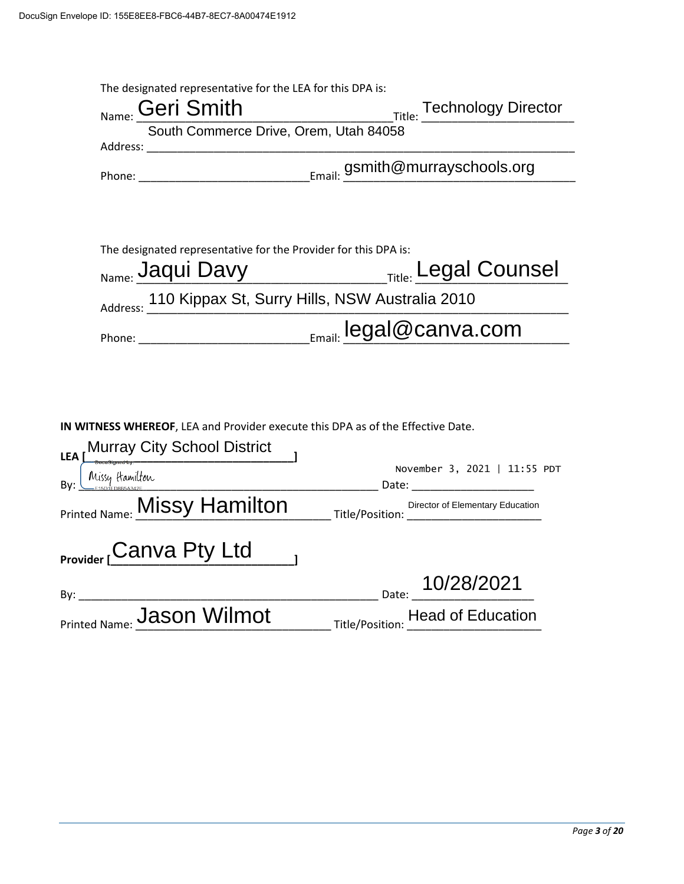DocuSign Envelope ID: 155E8EE8-FBC6-44B7-8EC7-8A00474E1912

The designated representative for the LEA for this DPA is:

Name: Geri Smith Title: Technology Director

Address: South Commerce Drive, Orem, Utah 84058

Phone: ______________________ Email: gsmith@murrayschools.org

The designated representative for the Provider for this DPA is:

Name: Jaqui Davy Title: Legal Counsel

Address: 110 Kippax St, Surry Hills, NSW Australia 2010

Phone: ______________________ Email: legal@canva.com

**IN WITNESS WHEREOF**, LEA and Provider execute this DPA as of the Effective Date.

**LEA** [Murray City School District]

By: Missy Hamilton Date: November 3, 2021 | 11:55 PDT

Printed Name: Missy Hamilton Title/Position: Director of Elementary Education

**Provider** [Canva Pty Ltd]

By: ______________________ Date: 10/28/2021

Printed Name: Jason Wilmot Title/Position: Head of Education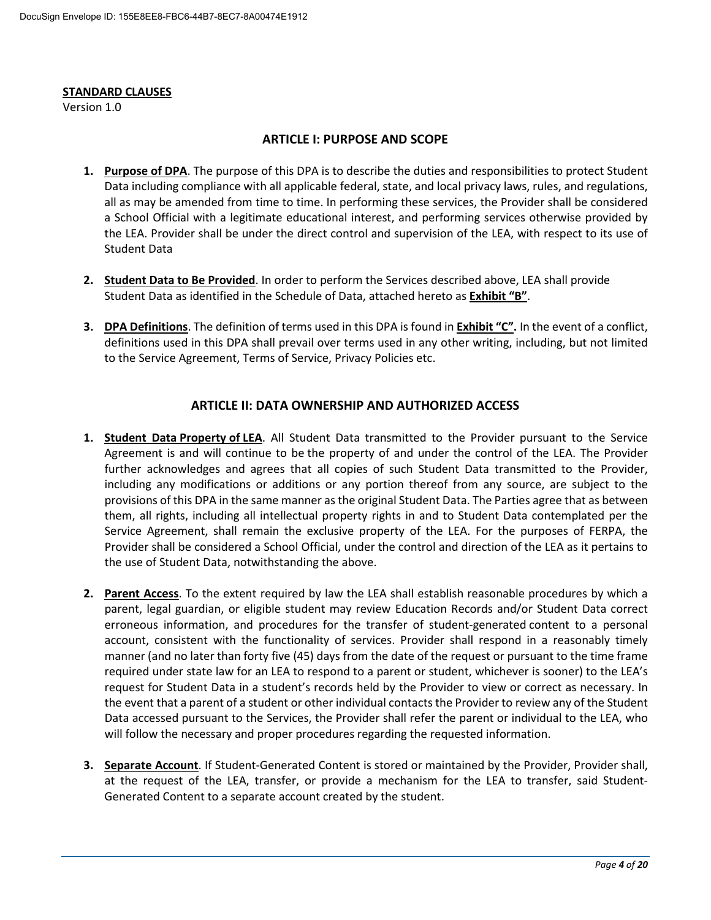**STANDARD CLAUSES**

Version 1.0

## ARTICLE I: PURPOSE AND SCOPE

1. **Purpose of DPA**. The purpose of this DPA is to describe the duties and responsibilities to protect Student Data including compliance with all applicable federal, state, and local privacy laws, rules, and regulations, all as may be amended from time to time. In performing these services, the Provider shall be considered a School Official with a legitimate educational interest, and performing services otherwise provided by the LEA. Provider shall be under the direct control and supervision of the LEA, with respect to its use of Student Data

2. **Student Data to Be Provided**. In order to perform the Services described above, LEA shall provide Student Data as identified in the Schedule of Data, attached hereto as **Exhibit "B"**.

3. **DPA Definitions**. The definition of terms used in this DPA is found in **Exhibit "C".** In the event of a conflict, definitions used in this DPA shall prevail over terms used in any other writing, including, but not limited to the Service Agreement, Terms of Service, Privacy Policies etc.

## ARTICLE II: DATA OWNERSHIP AND AUTHORIZED ACCESS

1. **Student Data Property of LEA**. All Student Data transmitted to the Provider pursuant to the Service Agreement is and will continue to be the property of and under the control of the LEA. The Provider further acknowledges and agrees that all copies of such Student Data transmitted to the Provider, including any modifications or additions or any portion thereof from any source, are subject to the provisions of this DPA in the same manner as the original Student Data. The Parties agree that as between them, all rights, including all intellectual property rights in and to Student Data contemplated per the Service Agreement, shall remain the exclusive property of the LEA. For the purposes of FERPA, the Provider shall be considered a School Official, under the control and direction of the LEA as it pertains to the use of Student Data, notwithstanding the above.

2. **Parent Access**. To the extent required by law the LEA shall establish reasonable procedures by which a parent, legal guardian, or eligible student may review Education Records and/or Student Data correct erroneous information, and procedures for the transfer of student-generated content to a personal account, consistent with the functionality of services. Provider shall respond in a reasonably timely manner (and no later than forty five (45) days from the date of the request or pursuant to the time frame required under state law for an LEA to respond to a parent or student, whichever is sooner) to the LEA's request for Student Data in a student's records held by the Provider to view or correct as necessary. In the event that a parent of a student or other individual contacts the Provider to review any of the Student Data accessed pursuant to the Services, the Provider shall refer the parent or individual to the LEA, who will follow the necessary and proper procedures regarding the requested information.

3. **Separate Account**. If Student-Generated Content is stored or maintained by the Provider, Provider shall, at the request of the LEA, transfer, or provide a mechanism for the LEA to transfer, said Student-Generated Content to a separate account created by the student.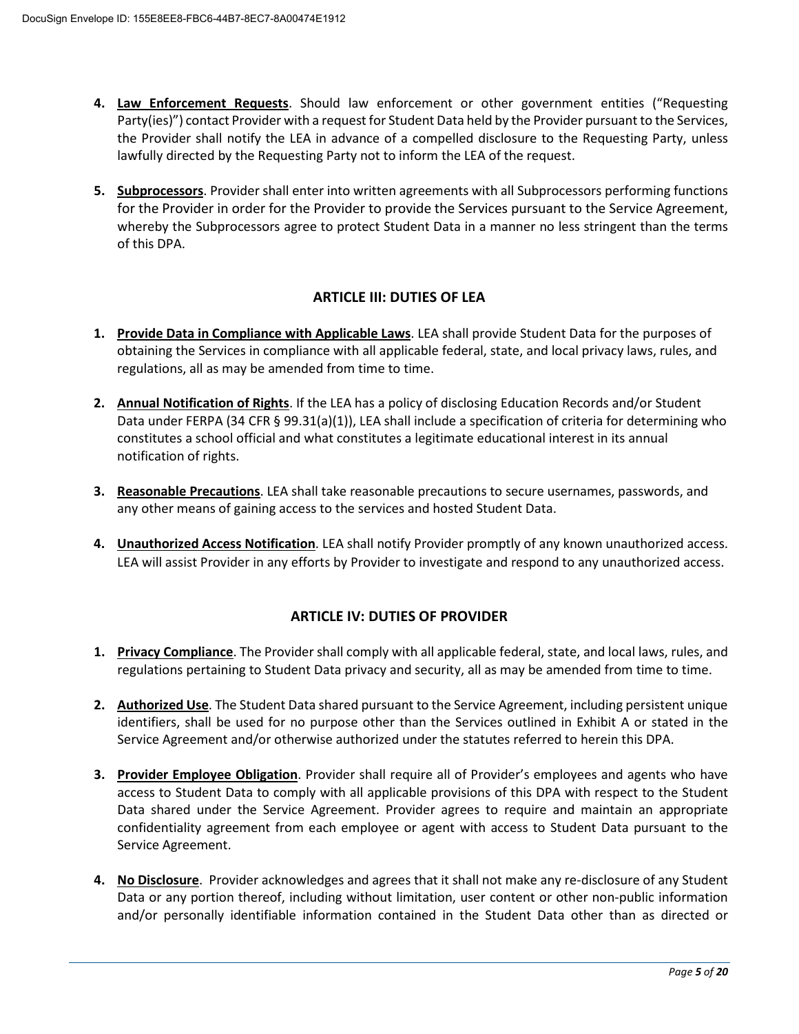4. **Law Enforcement Requests**. Should law enforcement or other government entities ("Requesting Party(ies)") contact Provider with a request for Student Data held by the Provider pursuant to the Services, the Provider shall notify the LEA in advance of a compelled disclosure to the Requesting Party, unless lawfully directed by the Requesting Party not to inform the LEA of the request.

5. **Subprocessors**. Provider shall enter into written agreements with all Subprocessors performing functions for the Provider in order for the Provider to provide the Services pursuant to the Service Agreement, whereby the Subprocessors agree to protect Student Data in a manner no less stringent than the terms of this DPA.

## ARTICLE III: DUTIES OF LEA

1. **Provide Data in Compliance with Applicable Laws**. LEA shall provide Student Data for the purposes of obtaining the Services in compliance with all applicable federal, state, and local privacy laws, rules, and regulations, all as may be amended from time to time.

2. **Annual Notification of Rights**. If the LEA has a policy of disclosing Education Records and/or Student Data under FERPA (34 CFR § 99.31(a)(1)), LEA shall include a specification of criteria for determining who constitutes a school official and what constitutes a legitimate educational interest in its annual notification of rights.

3. **Reasonable Precautions**. LEA shall take reasonable precautions to secure usernames, passwords, and any other means of gaining access to the services and hosted Student Data.

4. **Unauthorized Access Notification**. LEA shall notify Provider promptly of any known unauthorized access. LEA will assist Provider in any efforts by Provider to investigate and respond to any unauthorized access.

## ARTICLE IV: DUTIES OF PROVIDER

1. **Privacy Compliance**. The Provider shall comply with all applicable federal, state, and local laws, rules, and regulations pertaining to Student Data privacy and security, all as may be amended from time to time.

2. **Authorized Use**. The Student Data shared pursuant to the Service Agreement, including persistent unique identifiers, shall be used for no purpose other than the Services outlined in Exhibit A or stated in the Service Agreement and/or otherwise authorized under the statutes referred to herein this DPA.

3. **Provider Employee Obligation**. Provider shall require all of Provider's employees and agents who have access to Student Data to comply with all applicable provisions of this DPA with respect to the Student Data shared under the Service Agreement. Provider agrees to require and maintain an appropriate confidentiality agreement from each employee or agent with access to Student Data pursuant to the Service Agreement.

4. **No Disclosure**. Provider acknowledges and agrees that it shall not make any re-disclosure of any Student Data or any portion thereof, including without limitation, user content or other non-public information and/or personally identifiable information contained in the Student Data other than as directed or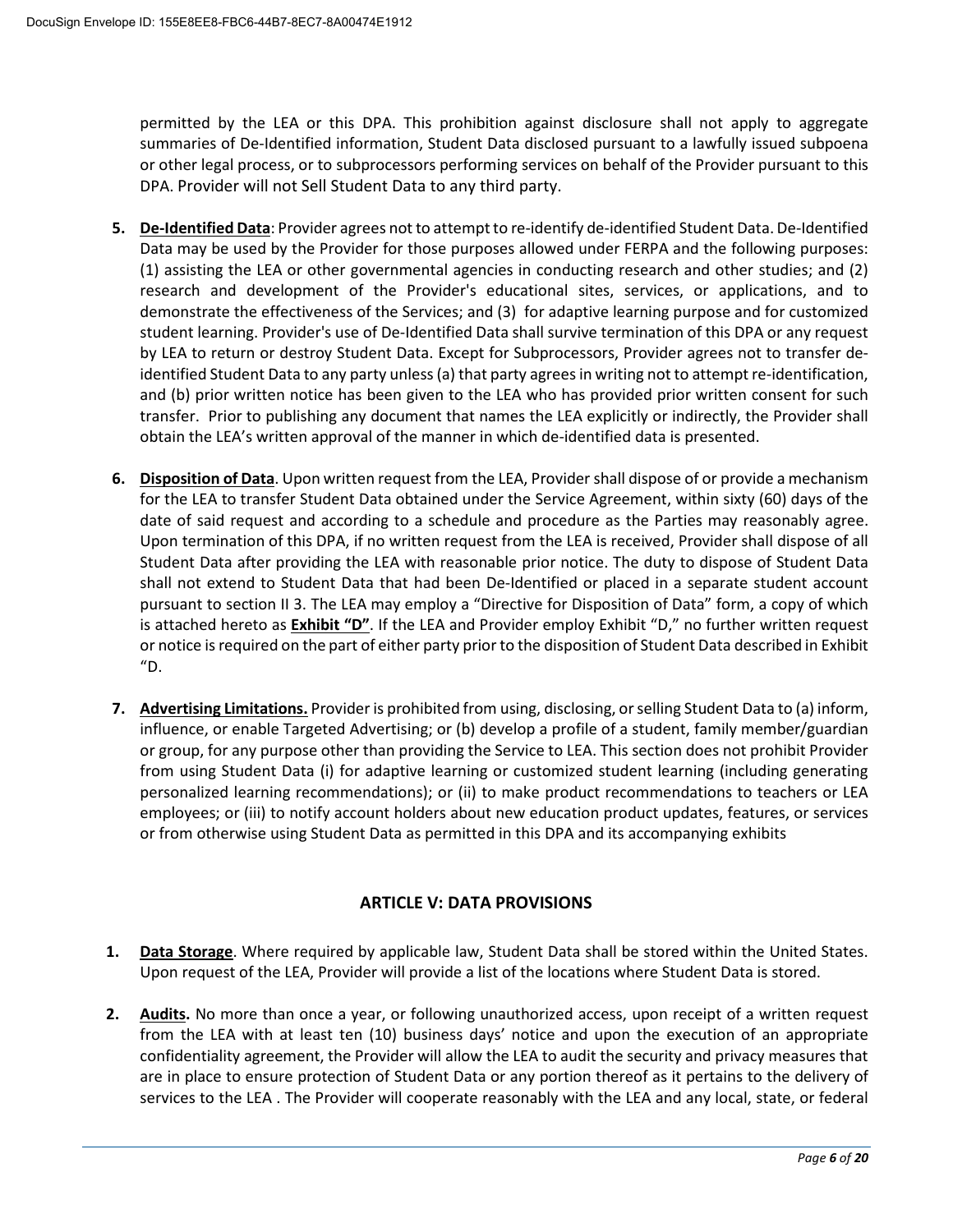permitted by the LEA or this DPA. This prohibition against disclosure shall not apply to aggregate summaries of De-Identified information, Student Data disclosed pursuant to a lawfully issued subpoena or other legal process, or to subprocessors performing services on behalf of the Provider pursuant to this DPA. Provider will not Sell Student Data to any third party.

5. **De-Identified Data**: Provider agrees not to attempt to re-identify de-identified Student Data. De-Identified Data may be used by the Provider for those purposes allowed under FERPA and the following purposes: (1) assisting the LEA or other governmental agencies in conducting research and other studies; and (2) research and development of the Provider's educational sites, services, or applications, and to demonstrate the effectiveness of the Services; and (3) for adaptive learning purpose and for customized student learning. Provider's use of De-Identified Data shall survive termination of this DPA or any request by LEA to return or destroy Student Data. Except for Subprocessors, Provider agrees not to transfer de-identified Student Data to any party unless (a) that party agrees in writing not to attempt re-identification, and (b) prior written notice has been given to the LEA who has provided prior written consent for such transfer. Prior to publishing any document that names the LEA explicitly or indirectly, the Provider shall obtain the LEA's written approval of the manner in which de-identified data is presented.

6. **Disposition of Data**. Upon written request from the LEA, Provider shall dispose of or provide a mechanism for the LEA to transfer Student Data obtained under the Service Agreement, within sixty (60) days of the date of said request and according to a schedule and procedure as the Parties may reasonably agree. Upon termination of this DPA, if no written request from the LEA is received, Provider shall dispose of all Student Data after providing the LEA with reasonable prior notice. The duty to dispose of Student Data shall not extend to Student Data that had been De-Identified or placed in a separate student account pursuant to section II 3. The LEA may employ a "Directive for Disposition of Data" form, a copy of which is attached hereto as **Exhibit "D"**. If the LEA and Provider employ Exhibit "D," no further written request or notice is required on the part of either party prior to the disposition of Student Data described in Exhibit "D.

7. **Advertising Limitations.** Provider is prohibited from using, disclosing, or selling Student Data to (a) inform, influence, or enable Targeted Advertising; or (b) develop a profile of a student, family member/guardian or group, for any purpose other than providing the Service to LEA. This section does not prohibit Provider from using Student Data (i) for adaptive learning or customized student learning (including generating personalized learning recommendations); or (ii) to make product recommendations to teachers or LEA employees; or (iii) to notify account holders about new education product updates, features, or services or from otherwise using Student Data as permitted in this DPA and its accompanying exhibits

## ARTICLE V: DATA PROVISIONS

1. **Data Storage**. Where required by applicable law, Student Data shall be stored within the United States. Upon request of the LEA, Provider will provide a list of the locations where Student Data is stored.

2. **Audits.** No more than once a year, or following unauthorized access, upon receipt of a written request from the LEA with at least ten (10) business days' notice and upon the execution of an appropriate confidentiality agreement, the Provider will allow the LEA to audit the security and privacy measures that are in place to ensure protection of Student Data or any portion thereof as it pertains to the delivery of services to the LEA . The Provider will cooperate reasonably with the LEA and any local, state, or federal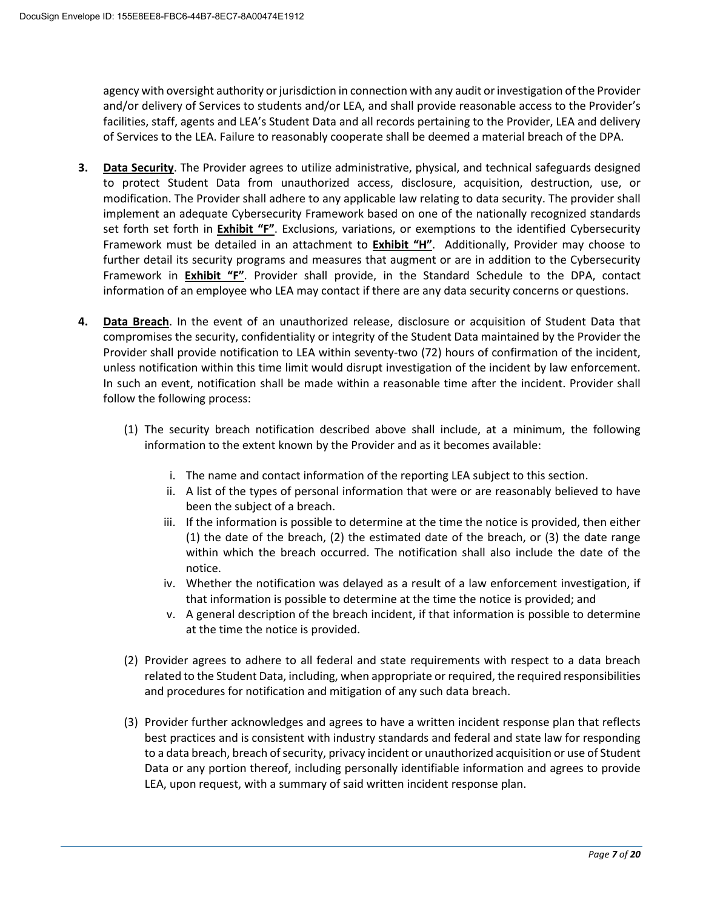agency with oversight authority or jurisdiction in connection with any audit or investigation of the Provider and/or delivery of Services to students and/or LEA, and shall provide reasonable access to the Provider's facilities, staff, agents and LEA's Student Data and all records pertaining to the Provider, LEA and delivery of Services to the LEA. Failure to reasonably cooperate shall be deemed a material breach of the DPA.

3. **Data Security**. The Provider agrees to utilize administrative, physical, and technical safeguards designed to protect Student Data from unauthorized access, disclosure, acquisition, destruction, use, or modification. The Provider shall adhere to any applicable law relating to data security. The provider shall implement an adequate Cybersecurity Framework based on one of the nationally recognized standards set forth set forth in **Exhibit "F"**. Exclusions, variations, or exemptions to the identified Cybersecurity Framework must be detailed in an attachment to **Exhibit "H"**. Additionally, Provider may choose to further detail its security programs and measures that augment or are in addition to the Cybersecurity Framework in **Exhibit "F"**. Provider shall provide, in the Standard Schedule to the DPA, contact information of an employee who LEA may contact if there are any data security concerns or questions.

4. **Data Breach**. In the event of an unauthorized release, disclosure or acquisition of Student Data that compromises the security, confidentiality or integrity of the Student Data maintained by the Provider the Provider shall provide notification to LEA within seventy-two (72) hours of confirmation of the incident, unless notification within this time limit would disrupt investigation of the incident by law enforcement. In such an event, notification shall be made within a reasonable time after the incident. Provider shall follow the following process:

   (1) The security breach notification described above shall include, at a minimum, the following information to the extent known by the Provider and as it becomes available:

      i. The name and contact information of the reporting LEA subject to this section.
      ii. A list of the types of personal information that were or are reasonably believed to have been the subject of a breach.
      iii. If the information is possible to determine at the time the notice is provided, then either (1) the date of the breach, (2) the estimated date of the breach, or (3) the date range within which the breach occurred. The notification shall also include the date of the notice.
      iv. Whether the notification was delayed as a result of a law enforcement investigation, if that information is possible to determine at the time the notice is provided; and
      v. A general description of the breach incident, if that information is possible to determine at the time the notice is provided.

   (2) Provider agrees to adhere to all federal and state requirements with respect to a data breach related to the Student Data, including, when appropriate or required, the required responsibilities and procedures for notification and mitigation of any such data breach.

   (3) Provider further acknowledges and agrees to have a written incident response plan that reflects best practices and is consistent with industry standards and federal and state law for responding to a data breach, breach of security, privacy incident or unauthorized acquisition or use of Student Data or any portion thereof, including personally identifiable information and agrees to provide LEA, upon request, with a summary of said written incident response plan.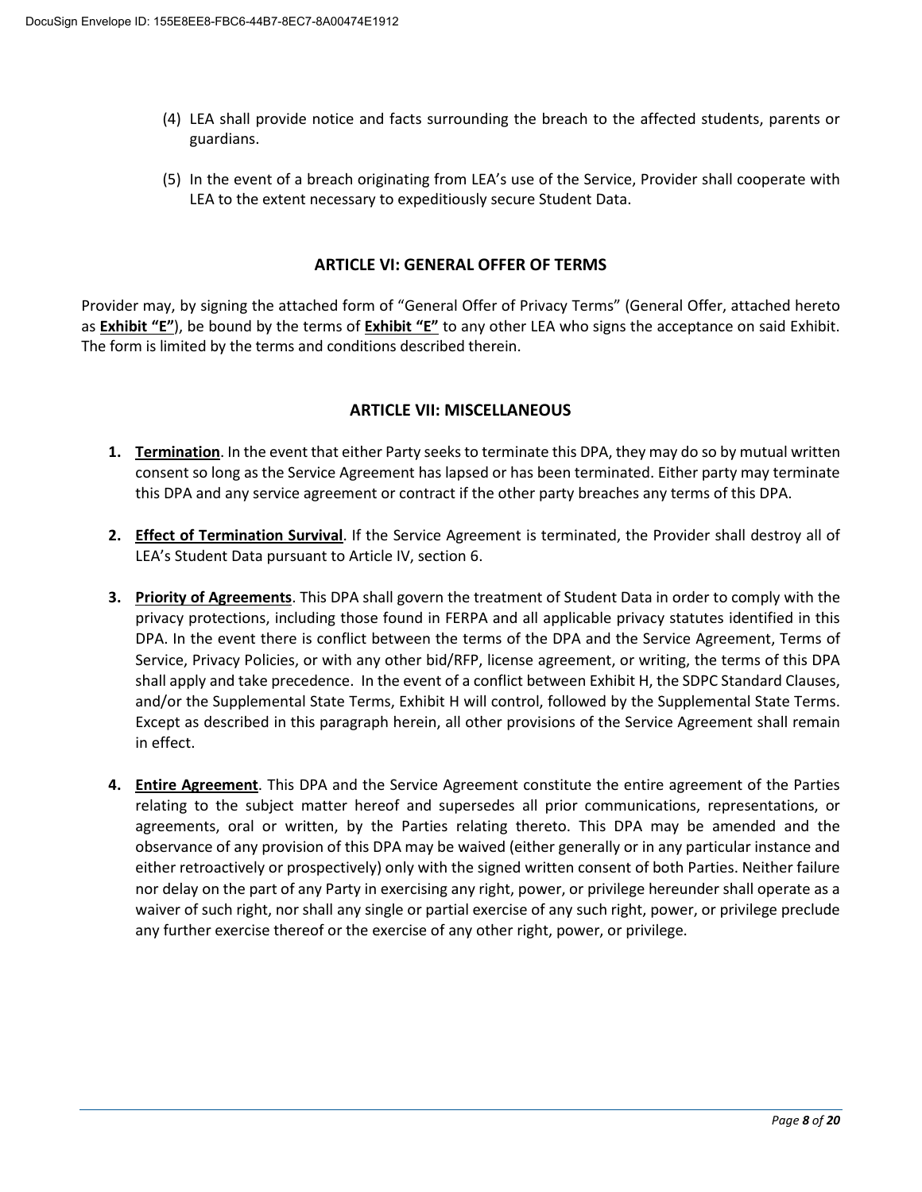(4) LEA shall provide notice and facts surrounding the breach to the affected students, parents or guardians.

(5) In the event of a breach originating from LEA's use of the Service, Provider shall cooperate with LEA to the extent necessary to expeditiously secure Student Data.

## ARTICLE VI: GENERAL OFFER OF TERMS

Provider may, by signing the attached form of "General Offer of Privacy Terms" (General Offer, attached hereto as **Exhibit "E"**), be bound by the terms of **Exhibit "E"** to any other LEA who signs the acceptance on said Exhibit. The form is limited by the terms and conditions described therein.

## ARTICLE VII: MISCELLANEOUS

1. **Termination**. In the event that either Party seeks to terminate this DPA, they may do so by mutual written consent so long as the Service Agreement has lapsed or has been terminated. Either party may terminate this DPA and any service agreement or contract if the other party breaches any terms of this DPA.

2. **Effect of Termination Survival**. If the Service Agreement is terminated, the Provider shall destroy all of LEA's Student Data pursuant to Article IV, section 6.

3. **Priority of Agreements**. This DPA shall govern the treatment of Student Data in order to comply with the privacy protections, including those found in FERPA and all applicable privacy statutes identified in this DPA. In the event there is conflict between the terms of the DPA and the Service Agreement, Terms of Service, Privacy Policies, or with any other bid/RFP, license agreement, or writing, the terms of this DPA shall apply and take precedence. In the event of a conflict between Exhibit H, the SDPC Standard Clauses, and/or the Supplemental State Terms, Exhibit H will control, followed by the Supplemental State Terms. Except as described in this paragraph herein, all other provisions of the Service Agreement shall remain in effect.

4. **Entire Agreement**. This DPA and the Service Agreement constitute the entire agreement of the Parties relating to the subject matter hereof and supersedes all prior communications, representations, or agreements, oral or written, by the Parties relating thereto. This DPA may be amended and the observance of any provision of this DPA may be waived (either generally or in any particular instance and either retroactively or prospectively) only with the signed written consent of both Parties. Neither failure nor delay on the part of any Party in exercising any right, power, or privilege hereunder shall operate as a waiver of such right, nor shall any single or partial exercise of any such right, power, or privilege preclude any further exercise thereof or the exercise of any other right, power, or privilege.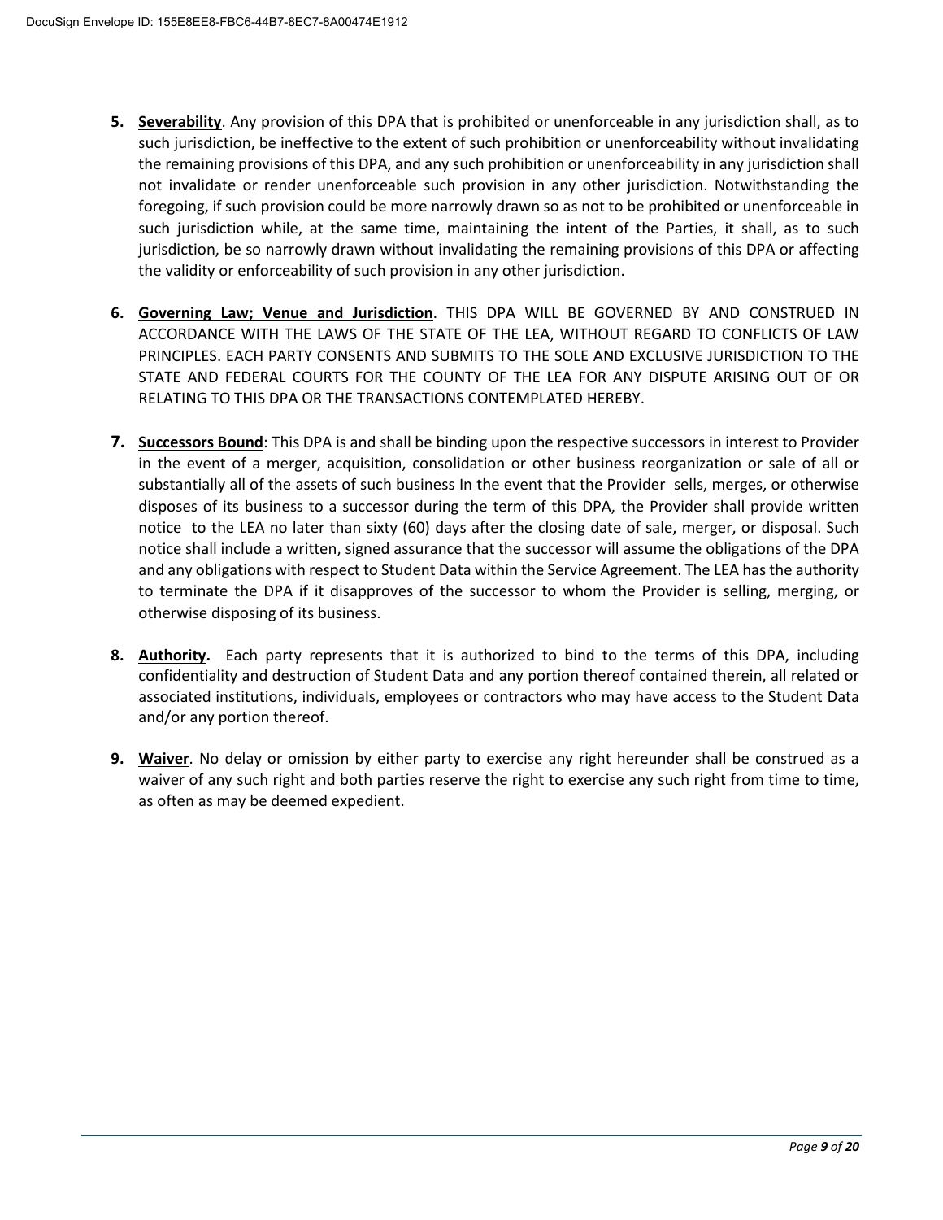5. **Severability**. Any provision of this DPA that is prohibited or unenforceable in any jurisdiction shall, as to such jurisdiction, be ineffective to the extent of such prohibition or unenforceability without invalidating the remaining provisions of this DPA, and any such prohibition or unenforceability in any jurisdiction shall not invalidate or render unenforceable such provision in any other jurisdiction. Notwithstanding the foregoing, if such provision could be more narrowly drawn so as not to be prohibited or unenforceable in such jurisdiction while, at the same time, maintaining the intent of the Parties, it shall, as to such jurisdiction, be so narrowly drawn without invalidating the remaining provisions of this DPA or affecting the validity or enforceability of such provision in any other jurisdiction.

6. **Governing Law; Venue and Jurisdiction**. THIS DPA WILL BE GOVERNED BY AND CONSTRUED IN ACCORDANCE WITH THE LAWS OF THE STATE OF THE LEA, WITHOUT REGARD TO CONFLICTS OF LAW PRINCIPLES. EACH PARTY CONSENTS AND SUBMITS TO THE SOLE AND EXCLUSIVE JURISDICTION TO THE STATE AND FEDERAL COURTS FOR THE COUNTY OF THE LEA FOR ANY DISPUTE ARISING OUT OF OR RELATING TO THIS DPA OR THE TRANSACTIONS CONTEMPLATED HEREBY.

7. **Successors Bound**: This DPA is and shall be binding upon the respective successors in interest to Provider in the event of a merger, acquisition, consolidation or other business reorganization or sale of all or substantially all of the assets of such business In the event that the Provider sells, merges, or otherwise disposes of its business to a successor during the term of this DPA, the Provider shall provide written notice to the LEA no later than sixty (60) days after the closing date of sale, merger, or disposal. Such notice shall include a written, signed assurance that the successor will assume the obligations of the DPA and any obligations with respect to Student Data within the Service Agreement. The LEA has the authority to terminate the DPA if it disapproves of the successor to whom the Provider is selling, merging, or otherwise disposing of its business.

8. **Authority.** Each party represents that it is authorized to bind to the terms of this DPA, including confidentiality and destruction of Student Data and any portion thereof contained therein, all related or associated institutions, individuals, employees or contractors who may have access to the Student Data and/or any portion thereof.

9. **Waiver**. No delay or omission by either party to exercise any right hereunder shall be construed as a waiver of any such right and both parties reserve the right to exercise any such right from time to time, as often as may be deemed expedient.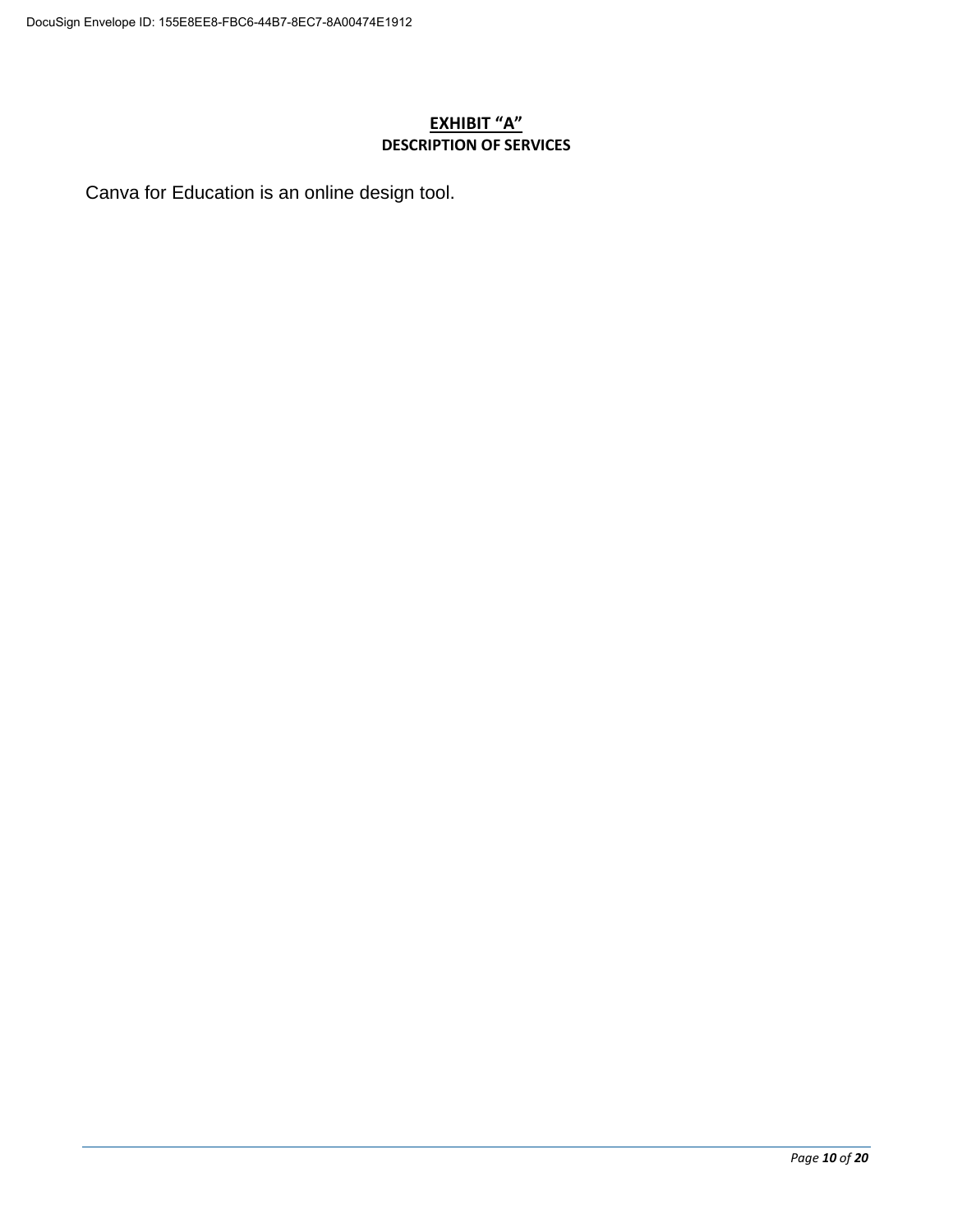## EXHIBIT "A"

**DESCRIPTION OF SERVICES**

Canva for Education is an online design tool.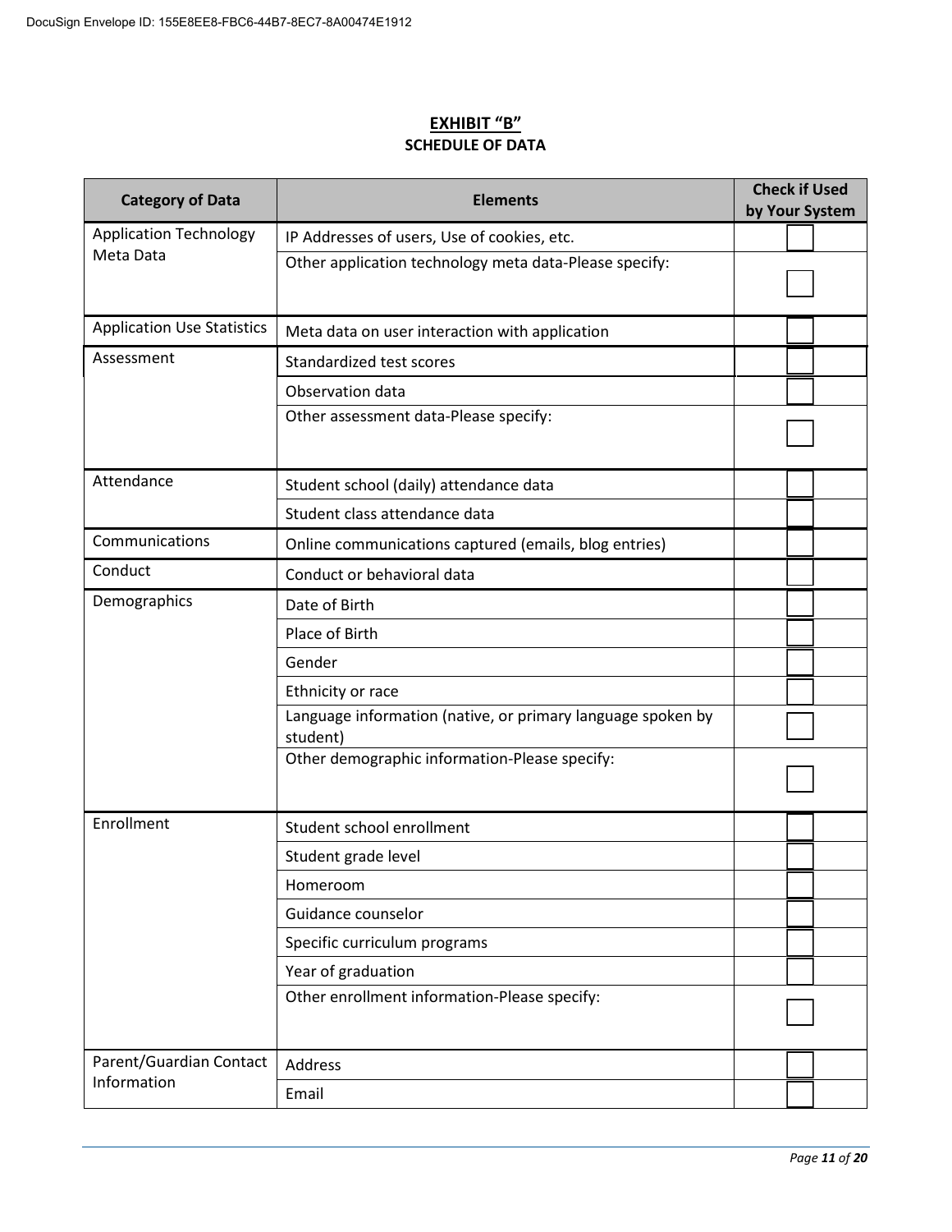**EXHIBIT "B"**

**SCHEDULE OF DATA**

| Category of Data | Elements | Check if Used by Your System |
|---|---|---|
| Application Technology Meta Data | IP Addresses of users, Use of cookies, etc. | |
| | Other application technology meta data-Please specify: | |
| Application Use Statistics | Meta data on user interaction with application | |
| Assessment | Standardized test scores | |
| | Observation data | |
| | Other assessment data-Please specify: | |
| Attendance | Student school (daily) attendance data | |
| | Student class attendance data | |
| Communications | Online communications captured (emails, blog entries) | |
| Conduct | Conduct or behavioral data | |
| Demographics | Date of Birth | |
| | Place of Birth | |
| | Gender | |
| | Ethnicity or race | |
| | Language information (native, or primary language spoken by student) | |
| | Other demographic information-Please specify: | |
| Enrollment | Student school enrollment | |
| | Student grade level | |
| | Homeroom | |
| | Guidance counselor | |
| | Specific curriculum programs | |
| | Year of graduation | |
| | Other enrollment information-Please specify: | |
| Parent/Guardian Contact Information | Address | |
| | Email | |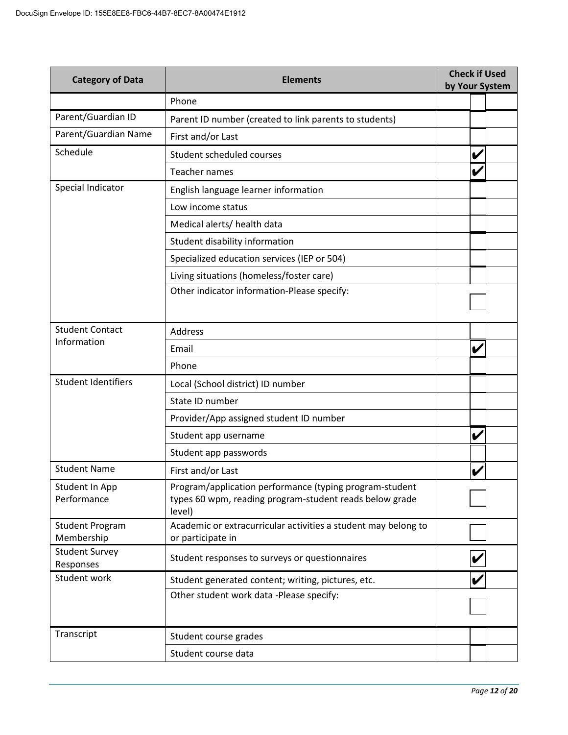| Category of Data | Elements | Check if Used by Your System |
|---|---|---|
| | Phone | |
| Parent/Guardian ID | Parent ID number (created to link parents to students) | |
| Parent/Guardian Name | First and/or Last | |
| Schedule | Student scheduled courses | ✔ |
| | Teacher names | ✔ |
| Special Indicator | English language learner information | |
| | Low income status | |
| | Medical alerts/ health data | |
| | Student disability information | |
| | Specialized education services (IEP or 504) | |
| | Living situations (homeless/foster care) | |
| | Other indicator information-Please specify: | |
| Student Contact Information | Address | |
| | Email | ✔ |
| | Phone | |
| Student Identifiers | Local (School district) ID number | |
| | State ID number | |
| | Provider/App assigned student ID number | |
| | Student app username | ✔ |
| | Student app passwords | |
| Student Name | First and/or Last | ✔ |
| Student In App Performance | Program/application performance (typing program-student types 60 wpm, reading program-student reads below grade level) | |
| Student Program Membership | Academic or extracurricular activities a student may belong to or participate in | |
| Student Survey Responses | Student responses to surveys or questionnaires | ✔ |
| Student work | Student generated content; writing, pictures, etc. | ✔ |
| | Other student work data -Please specify: | |
| Transcript | Student course grades | |
| | Student course data | |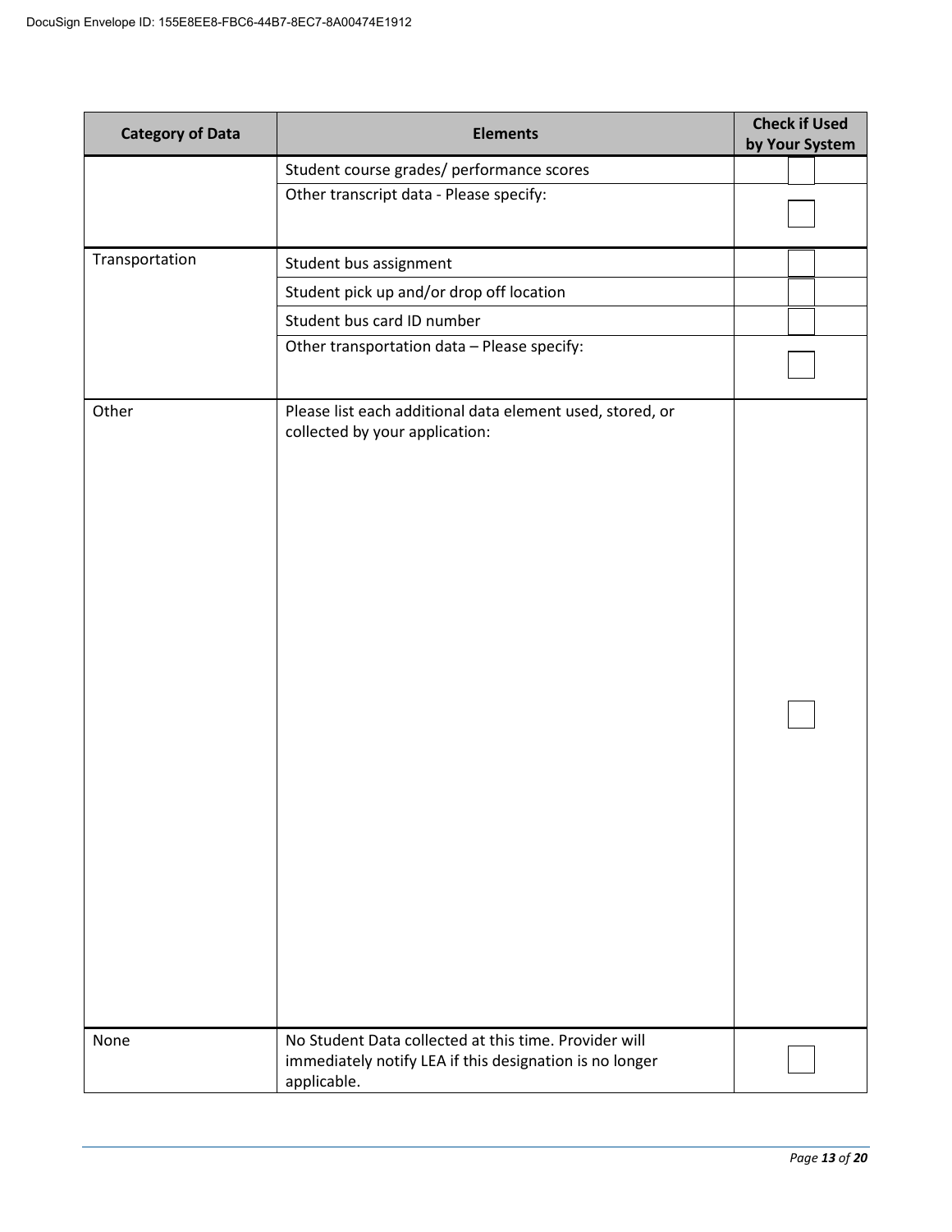| Category of Data | Elements | Check if Used by Your System |
|---|---|---|
| | Student course grades/ performance scores | |
| | Other transcript data - Please specify: | |
| Transportation | Student bus assignment | |
| | Student pick up and/or drop off location | |
| | Student bus card ID number | |
| | Other transportation data – Please specify: | |
| Other | Please list each additional data element used, stored, or collected by your application: | |
| None | No Student Data collected at this time. Provider will immediately notify LEA if this designation is no longer applicable. | |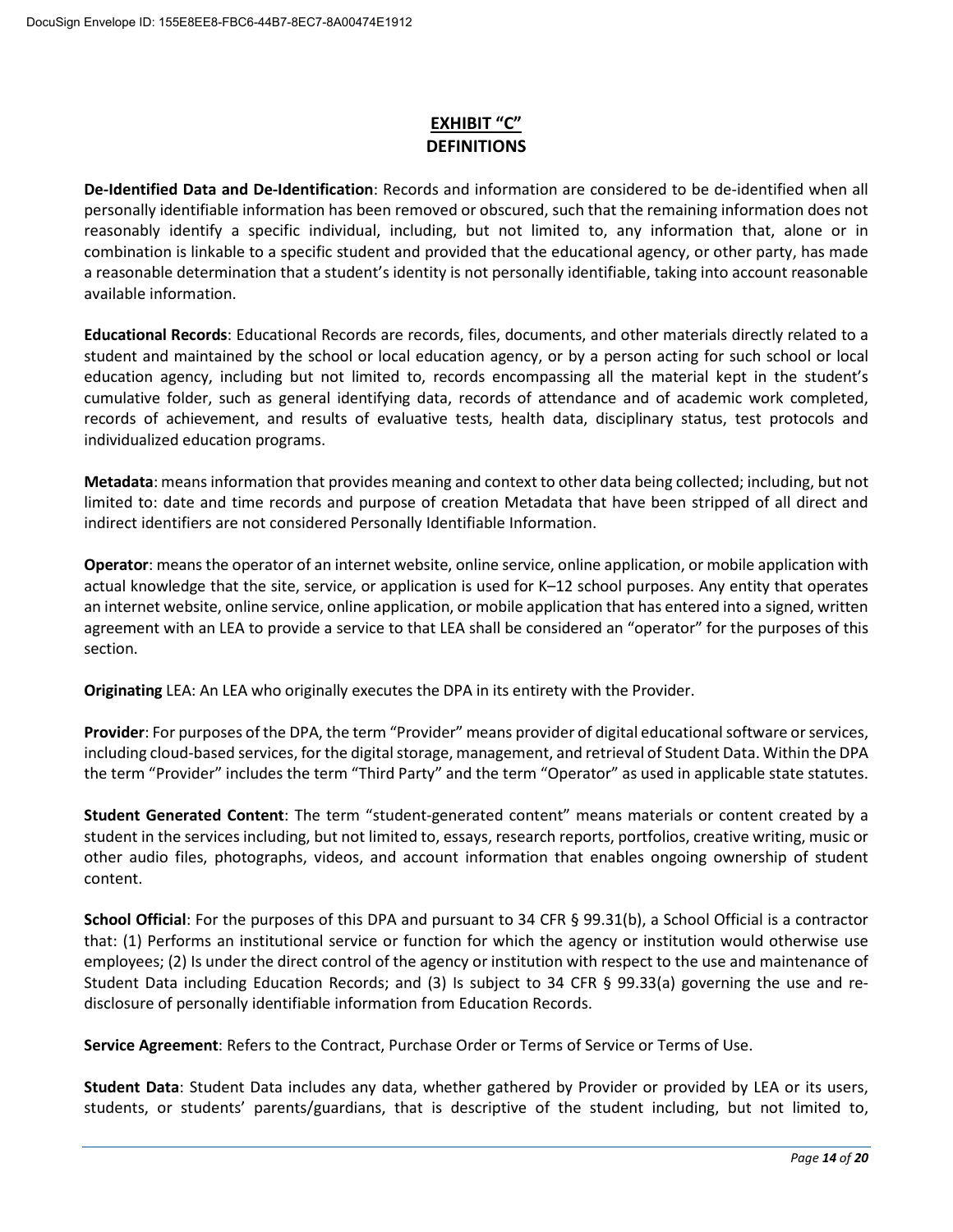# EXHIBIT "C"
## DEFINITIONS

**De-Identified Data and De-Identification**: Records and information are considered to be de-identified when all personally identifiable information has been removed or obscured, such that the remaining information does not reasonably identify a specific individual, including, but not limited to, any information that, alone or in combination is linkable to a specific student and provided that the educational agency, or other party, has made a reasonable determination that a student's identity is not personally identifiable, taking into account reasonable available information.

**Educational Records**: Educational Records are records, files, documents, and other materials directly related to a student and maintained by the school or local education agency, or by a person acting for such school or local education agency, including but not limited to, records encompassing all the material kept in the student's cumulative folder, such as general identifying data, records of attendance and of academic work completed, records of achievement, and results of evaluative tests, health data, disciplinary status, test protocols and individualized education programs.

**Metadata**: means information that provides meaning and context to other data being collected; including, but not limited to: date and time records and purpose of creation Metadata that have been stripped of all direct and indirect identifiers are not considered Personally Identifiable Information.

**Operator**: means the operator of an internet website, online service, online application, or mobile application with actual knowledge that the site, service, or application is used for K–12 school purposes. Any entity that operates an internet website, online service, online application, or mobile application that has entered into a signed, written agreement with an LEA to provide a service to that LEA shall be considered an "operator" for the purposes of this section.

**Originating** LEA: An LEA who originally executes the DPA in its entirety with the Provider.

**Provider**: For purposes of the DPA, the term "Provider" means provider of digital educational software or services, including cloud-based services, for the digital storage, management, and retrieval of Student Data. Within the DPA the term "Provider" includes the term "Third Party" and the term "Operator" as used in applicable state statutes.

**Student Generated Content**: The term "student-generated content" means materials or content created by a student in the services including, but not limited to, essays, research reports, portfolios, creative writing, music or other audio files, photographs, videos, and account information that enables ongoing ownership of student content.

**School Official**: For the purposes of this DPA and pursuant to 34 CFR § 99.31(b), a School Official is a contractor that: (1) Performs an institutional service or function for which the agency or institution would otherwise use employees; (2) Is under the direct control of the agency or institution with respect to the use and maintenance of Student Data including Education Records; and (3) Is subject to 34 CFR § 99.33(a) governing the use and re-disclosure of personally identifiable information from Education Records.

**Service Agreement**: Refers to the Contract, Purchase Order or Terms of Service or Terms of Use.

**Student Data**: Student Data includes any data, whether gathered by Provider or provided by LEA or its users, students, or students' parents/guardians, that is descriptive of the student including, but not limited to,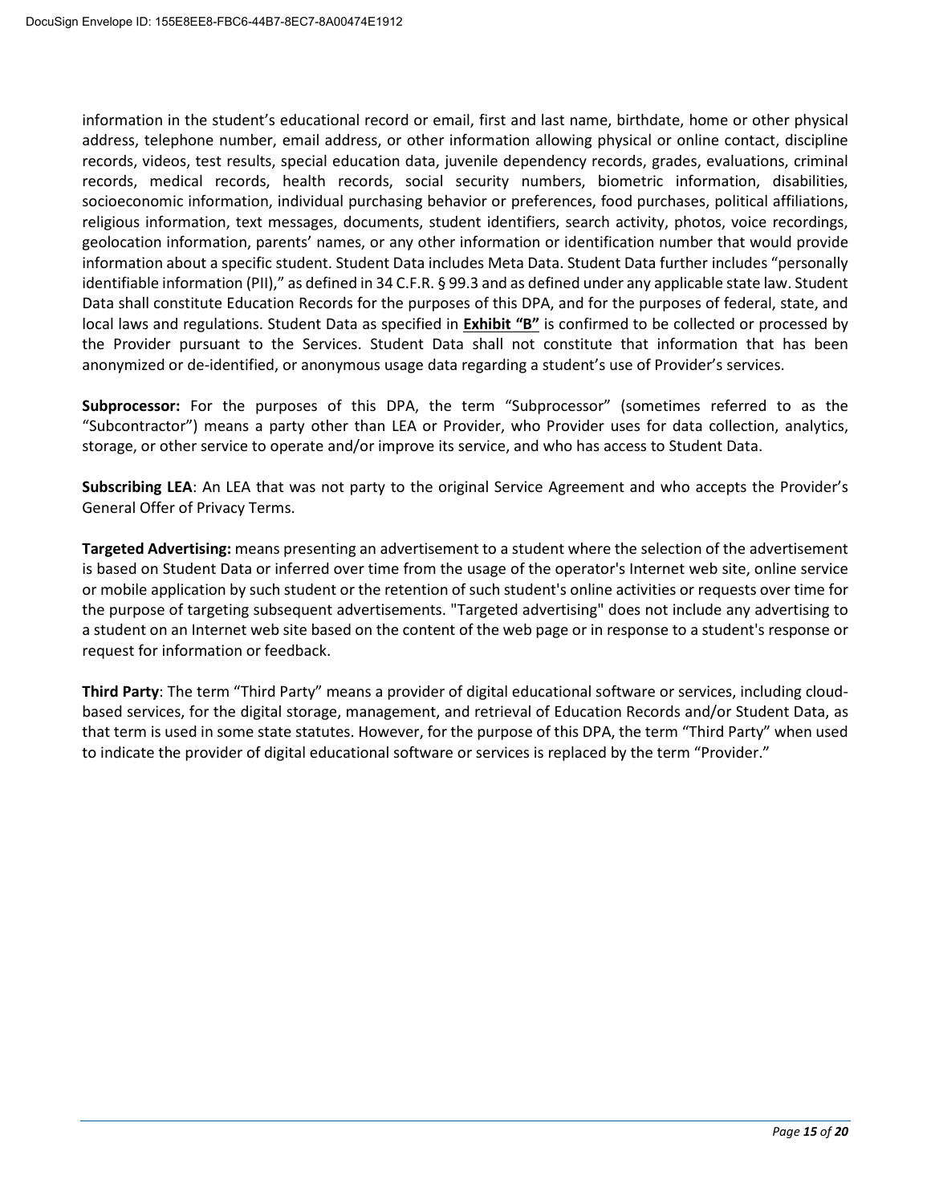information in the student's educational record or email, first and last name, birthdate, home or other physical address, telephone number, email address, or other information allowing physical or online contact, discipline records, videos, test results, special education data, juvenile dependency records, grades, evaluations, criminal records, medical records, health records, social security numbers, biometric information, disabilities, socioeconomic information, individual purchasing behavior or preferences, food purchases, political affiliations, religious information, text messages, documents, student identifiers, search activity, photos, voice recordings, geolocation information, parents' names, or any other information or identification number that would provide information about a specific student. Student Data includes Meta Data. Student Data further includes "personally identifiable information (PII)," as defined in 34 C.F.R. § 99.3 and as defined under any applicable state law. Student Data shall constitute Education Records for the purposes of this DPA, and for the purposes of federal, state, and local laws and regulations. Student Data as specified in **Exhibit "B"** is confirmed to be collected or processed by the Provider pursuant to the Services. Student Data shall not constitute that information that has been anonymized or de-identified, or anonymous usage data regarding a student's use of Provider's services.

**Subprocessor:** For the purposes of this DPA, the term "Subprocessor" (sometimes referred to as the "Subcontractor") means a party other than LEA or Provider, who Provider uses for data collection, analytics, storage, or other service to operate and/or improve its service, and who has access to Student Data.

**Subscribing LEA**: An LEA that was not party to the original Service Agreement and who accepts the Provider's General Offer of Privacy Terms.

**Targeted Advertising:** means presenting an advertisement to a student where the selection of the advertisement is based on Student Data or inferred over time from the usage of the operator's Internet web site, online service or mobile application by such student or the retention of such student's online activities or requests over time for the purpose of targeting subsequent advertisements. "Targeted advertising" does not include any advertising to a student on an Internet web site based on the content of the web page or in response to a student's response or request for information or feedback.

**Third Party**: The term "Third Party" means a provider of digital educational software or services, including cloud-based services, for the digital storage, management, and retrieval of Education Records and/or Student Data, as that term is used in some state statutes. However, for the purpose of this DPA, the term "Third Party" when used to indicate the provider of digital educational software or services is replaced by the term "Provider."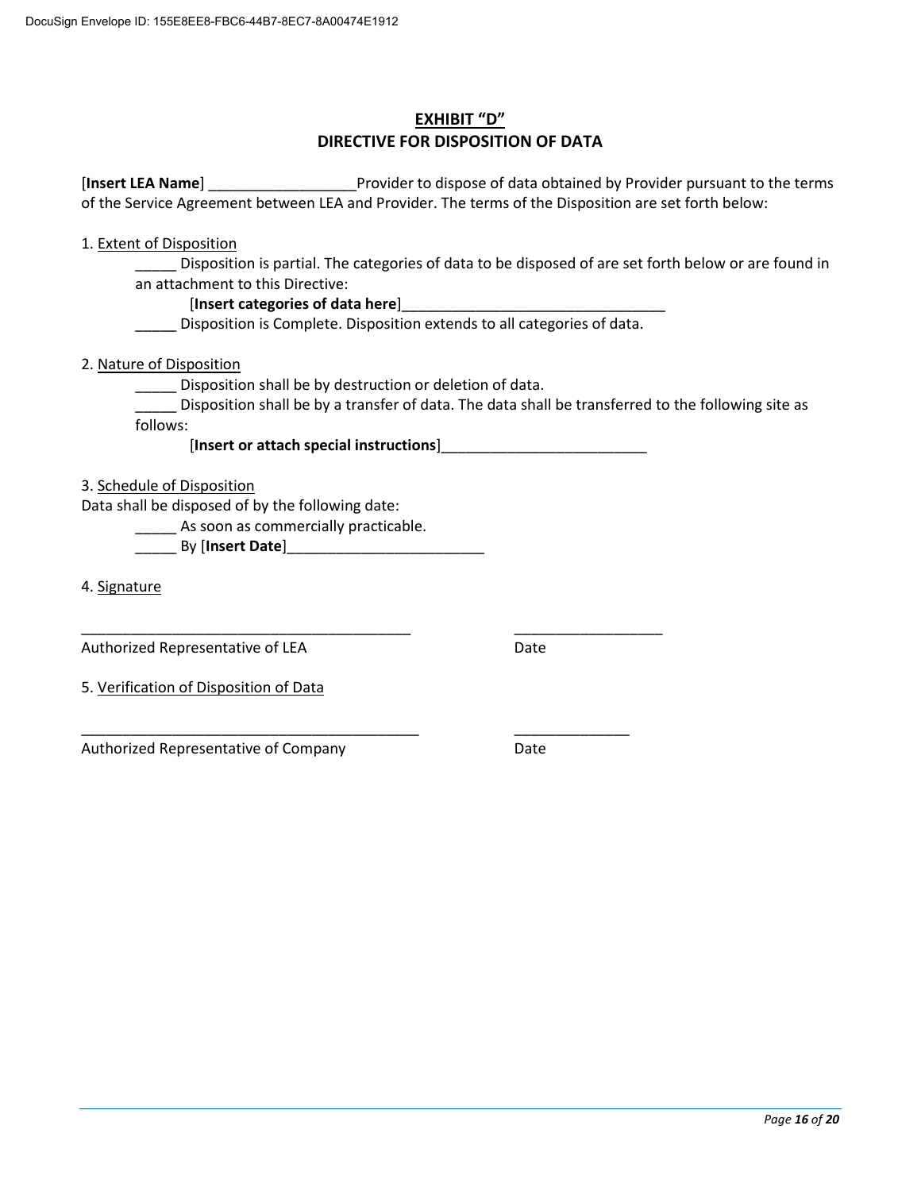# EXHIBIT "D"
## DIRECTIVE FOR DISPOSITION OF DATA

[**Insert LEA Name**] __________________Provider to dispose of data obtained by Provider pursuant to the terms of the Service Agreement between LEA and Provider. The terms of the Disposition are set forth below:

1. Extent of Disposition

_____ Disposition is partial. The categories of data to be disposed of are set forth below or are found in an attachment to this Directive:

[**Insert categories of data here**]________________________________

_____ Disposition is Complete. Disposition extends to all categories of data.

2. Nature of Disposition

_____ Disposition shall be by destruction or deletion of data.

_____ Disposition shall be by a transfer of data. The data shall be transferred to the following site as follows:

[**Insert or attach special instructions**]_________________________

3. Schedule of Disposition

Data shall be disposed of by the following date:

_____ As soon as commercially practicable.

_____ By [**Insert Date**]________________________

4. Signature

________________________________________ __________________

Authorized Representative of LEA Date

5. Verification of Disposition of Data

_________________________________________ ______________

Authorized Representative of Company Date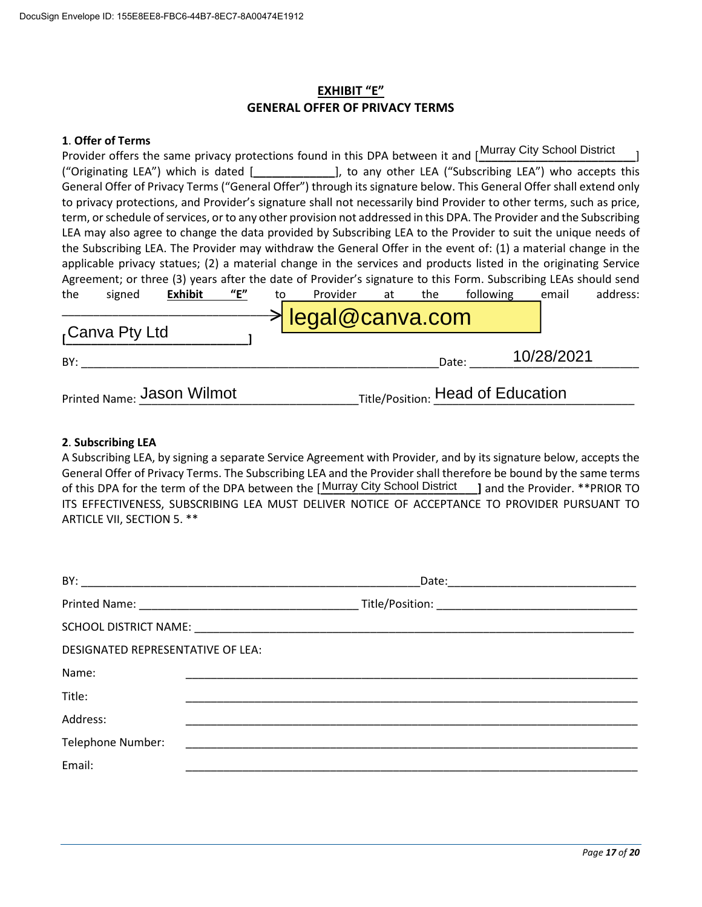DocuSign Envelope ID: 155E8EE8-FBC6-44B7-8EC7-8A00474E1912

## EXHIBIT "E"
## GENERAL OFFER OF PRIVACY TERMS

**1. Offer of Terms**

Provider offers the same privacy protections found in this DPA between it and [Murray City School District] ("Originating LEA") which is dated [____________], to any other LEA ("Subscribing LEA") who accepts this General Offer of Privacy Terms ("General Offer") through its signature below. This General Offer shall extend only to privacy protections, and Provider's signature shall not necessarily bind Provider to other terms, such as price, term, or schedule of services, or to any other provision not addressed in this DPA. The Provider and the Subscribing LEA may also agree to change the data provided by Subscribing LEA to the Provider to suit the unique needs of the Subscribing LEA. The Provider may withdraw the General Offer in the event of: (1) a material change in the applicable privacy statues; (2) a material change in the services and products listed in the originating Service Agreement; or three (3) years after the date of Provider's signature to this Form. Subscribing LEAs should send the signed **Exhibit "E"** to Provider at the following email address: ____________________________ legal@canva.com

[Canva Pty Ltd]

BY: ____________________________ Date: 10/28/2021

Printed Name: Jason Wilmot Title/Position: Head of Education

**2. Subscribing LEA**

A Subscribing LEA, by signing a separate Service Agreement with Provider, and by its signature below, accepts the General Offer of Privacy Terms. The Subscribing LEA and the Provider shall therefore be bound by the same terms of this DPA for the term of the DPA between the [Murray City School District] and the Provider. **PRIOR TO ITS EFFECTIVENESS, SUBSCRIBING LEA MUST DELIVER NOTICE OF ACCEPTANCE TO PROVIDER PURSUANT TO ARTICLE VII, SECTION 5. **

BY: ____________________________ Date: ____________________

Printed Name: ____________________ Title/Position: ____________________

SCHOOL DISTRICT NAME: ____________________________

DESIGNATED REPRESENTATIVE OF LEA:

Name: ____________________________

Title: ____________________________

Address: ____________________________

Telephone Number: ____________________________

Email: ____________________________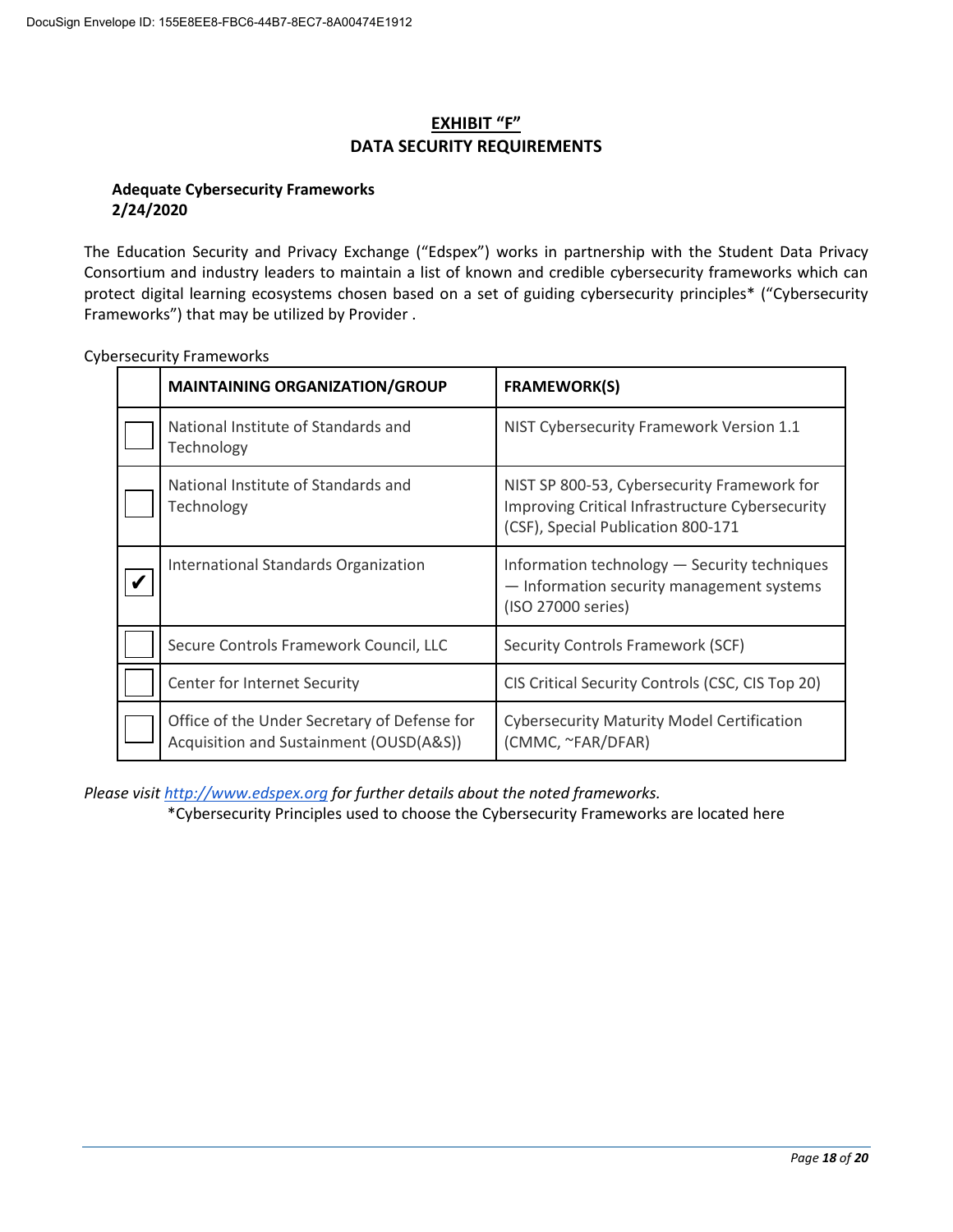# EXHIBIT "F"
## DATA SECURITY REQUIREMENTS

**Adequate Cybersecurity Frameworks**
**2/24/2020**

The Education Security and Privacy Exchange ("Edspex") works in partnership with the Student Data Privacy Consortium and industry leaders to maintain a list of known and credible cybersecurity frameworks which can protect digital learning ecosystems chosen based on a set of guiding cybersecurity principles* ("Cybersecurity Frameworks") that may be utilized by Provider .

Cybersecurity Frameworks

| | MAINTAINING ORGANIZATION/GROUP | FRAMEWORK(S) |
|---|---|---|
| ☐ | National Institute of Standards and Technology | NIST Cybersecurity Framework Version 1.1 |
| ☐ | National Institute of Standards and Technology | NIST SP 800-53, Cybersecurity Framework for Improving Critical Infrastructure Cybersecurity (CSF), Special Publication 800-171 |
| ✔ | International Standards Organization | Information technology — Security techniques — Information security management systems (ISO 27000 series) |
| ☐ | Secure Controls Framework Council, LLC | Security Controls Framework (SCF) |
| ☐ | Center for Internet Security | CIS Critical Security Controls (CSC, CIS Top 20) |
| ☐ | Office of the Under Secretary of Defense for Acquisition and Sustainment (OUSD(A&S)) | Cybersecurity Maturity Model Certification (CMMC, ~FAR/DFAR) |

*Please visit [http://www.edspex.org](http://www.edspex.org) for further details about the noted frameworks.*

*Cybersecurity Principles used to choose the Cybersecurity Frameworks are located here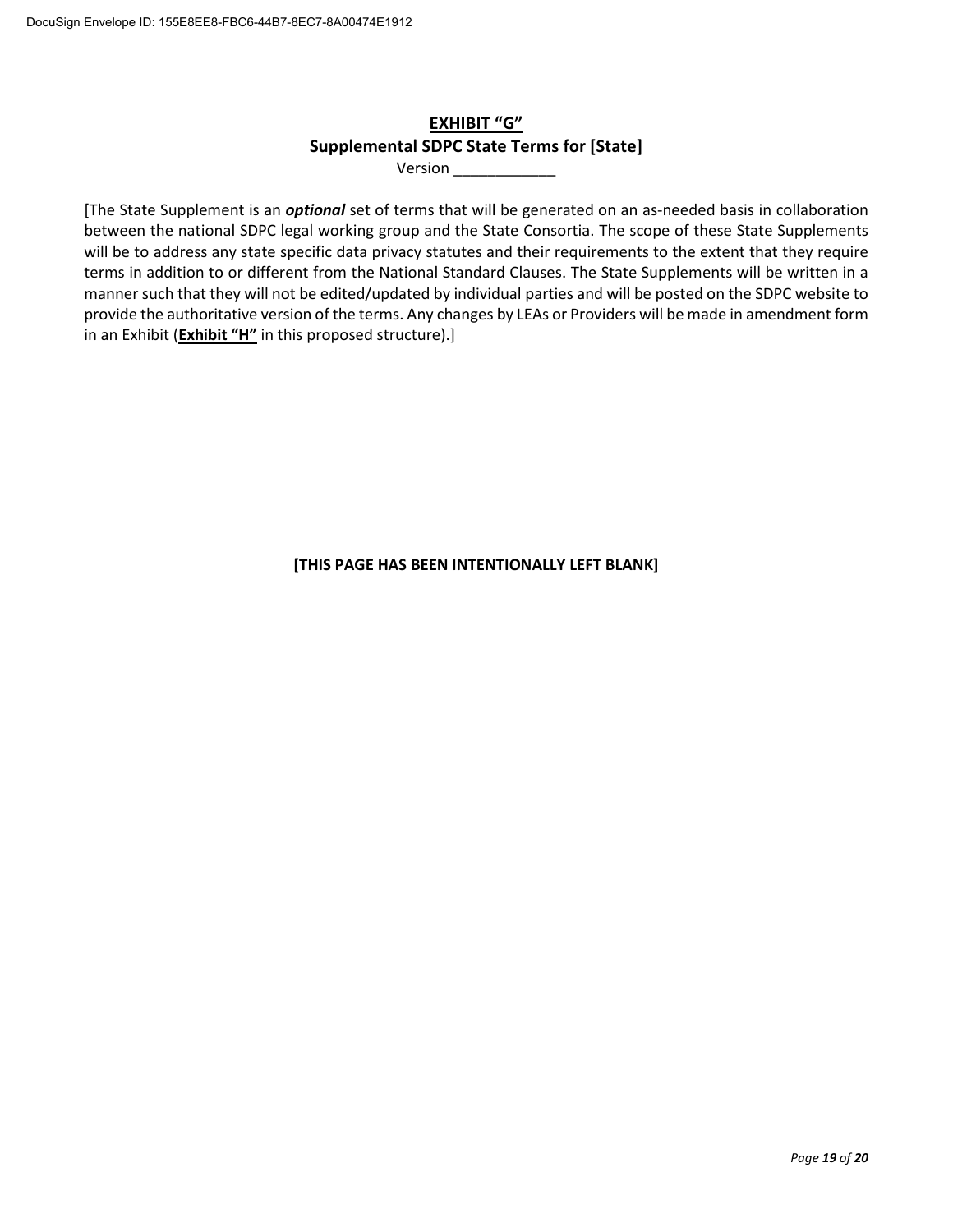# **EXHIBIT "G"**

## **Supplemental SDPC State Terms for [State]**

Version ____________

[The State Supplement is an ***optional*** set of terms that will be generated on an as-needed basis in collaboration between the national SDPC legal working group and the State Consortia. The scope of these State Supplements will be to address any state specific data privacy statutes and their requirements to the extent that they require terms in addition to or different from the National Standard Clauses. The State Supplements will be written in a manner such that they will not be edited/updated by individual parties and will be posted on the SDPC website to provide the authoritative version of the terms. Any changes by LEAs or Providers will be made in amendment form in an Exhibit (**Exhibit "H"** in this proposed structure).]

**[THIS PAGE HAS BEEN INTENTIONALLY LEFT BLANK]**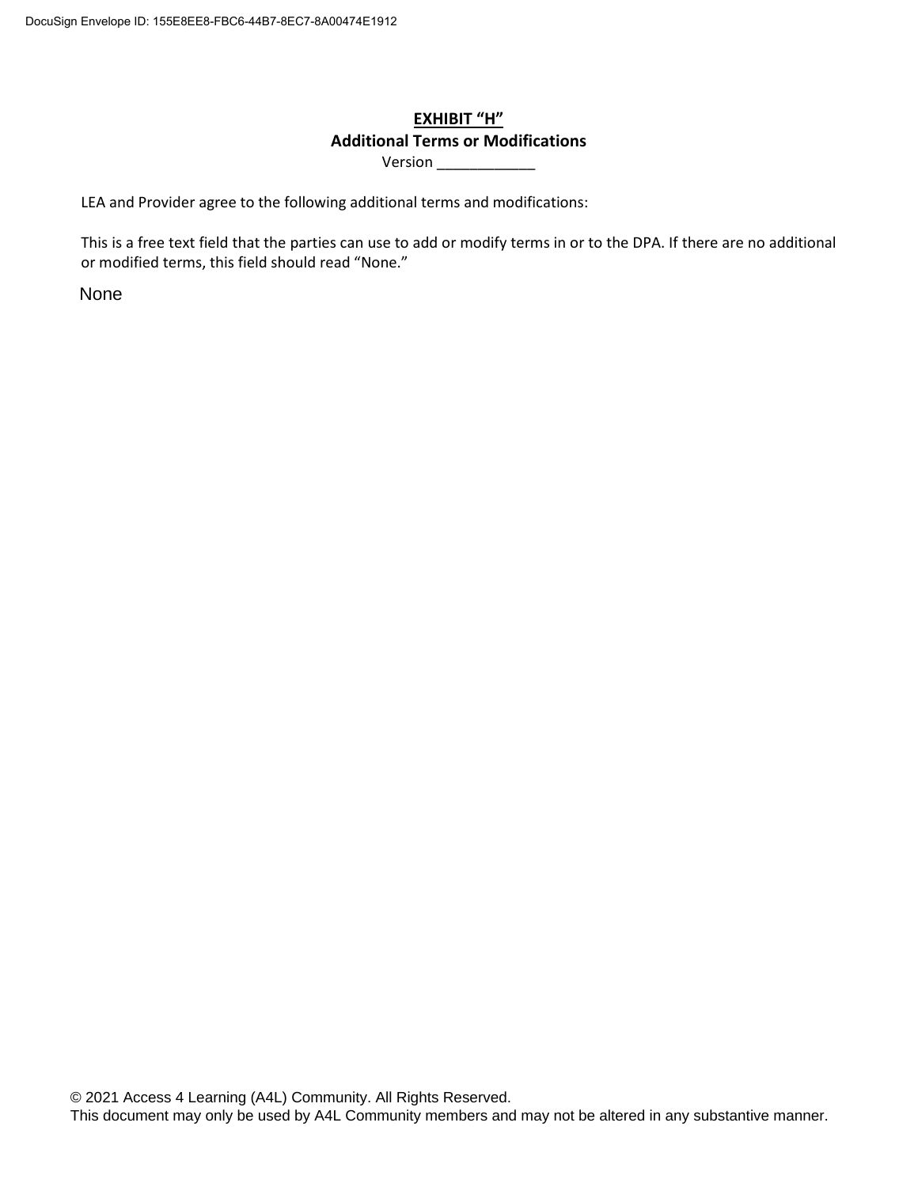# **EXHIBIT "H"**

## **Additional Terms or Modifications**

Version ____________

LEA and Provider agree to the following additional terms and modifications:

This is a free text field that the parties can use to add or modify terms in or to the DPA. If there are no additional or modified terms, this field should read "None."

None